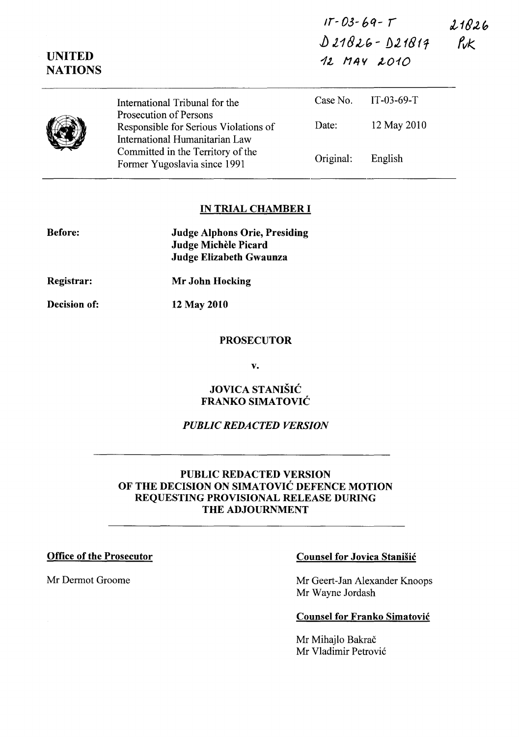IT-03-69-T
D 21826 - D21817
12 MAY 2010

21826
PvK

UNITED NATIONS

| | | |
|---|---|---|
| International Tribunal for the Prosecution of Persons Responsible for Serious Violations of International Humanitarian Law Committed in the Territory of the Former Yugoslavia since 1991 | Case No. | IT-03-69-T |
| | Date: | 12 May 2010 |
| | Original: | English |

## IN TRIAL CHAMBER I

**Before:** **Judge Alphons Orie, Presiding**
**Judge Michèle Picard**
**Judge Elizabeth Gwaunza**

**Registrar:** **Mr John Hocking**

**Decision of:** **12 May 2010**

**PROSECUTOR**

**v.**

**JOVICA STANIŠIĆ**
**FRANKO SIMATOVIĆ**

*PUBLIC REDACTED VERSION*

---

**PUBLIC REDACTED VERSION OF THE DECISION ON SIMATOVIĆ DEFENCE MOTION REQUESTING PROVISIONAL RELEASE DURING THE ADJOURNMENT**

---

**Office of the Prosecutor**

Mr Dermot Groome

**Counsel for Jovica Stanišić**

Mr Geert-Jan Alexander Knoops
Mr Wayne Jordash

**Counsel for Franko Simatović**

Mr Mihajlo Bakrač
Mr Vladimir Petrović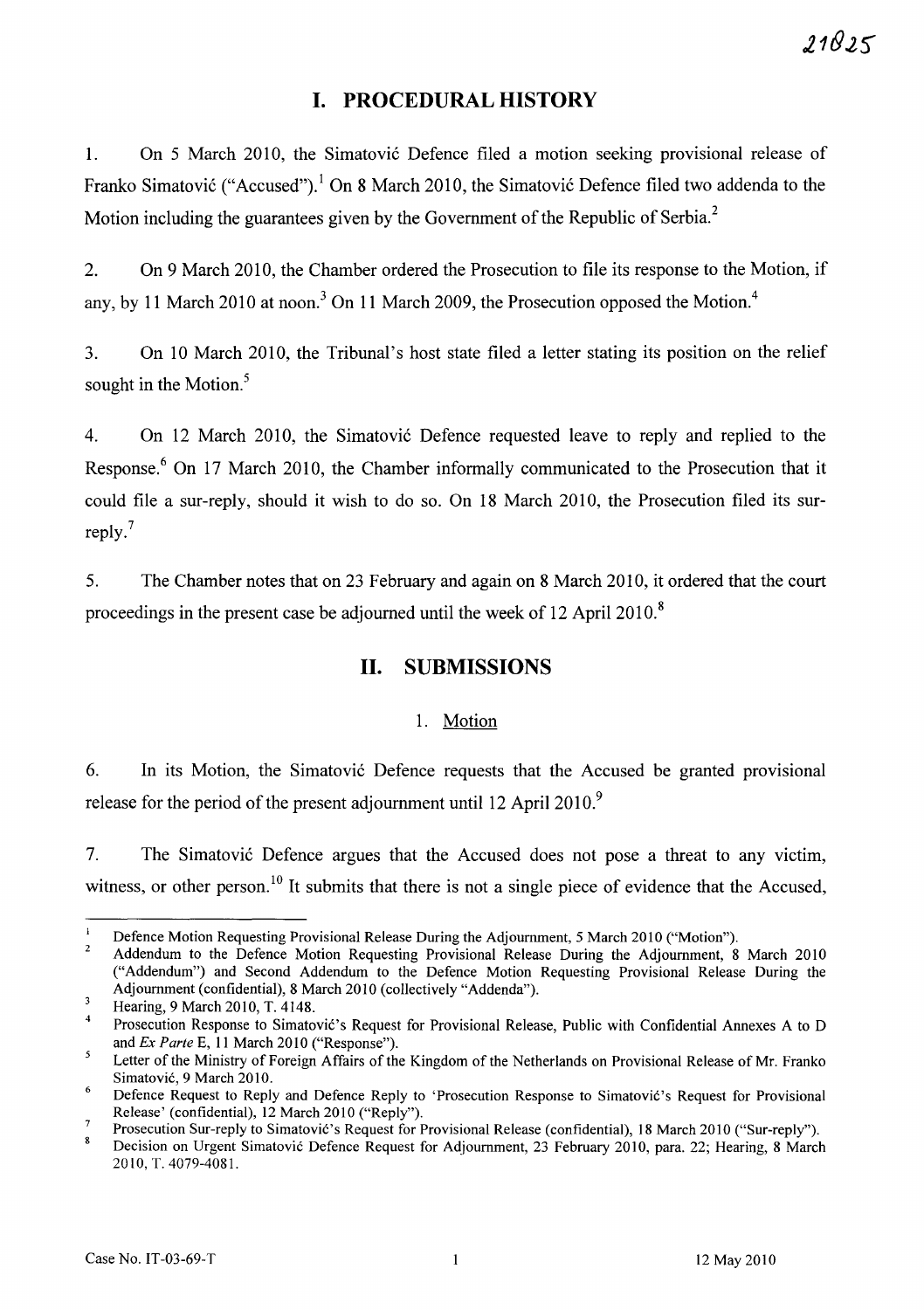# I. PROCEDURAL HISTORY

1. On 5 March 2010, the Simatović Defence filed a motion seeking provisional release of Franko Simatović ("Accused").[1] On 8 March 2010, the Simatović Defence filed two addenda to the Motion including the guarantees given by the Government of the Republic of Serbia.[2]

2. On 9 March 2010, the Chamber ordered the Prosecution to file its response to the Motion, if any, by 11 March 2010 at noon.[3] On 11 March 2009, the Prosecution opposed the Motion.[4]

3. On 10 March 2010, the Tribunal's host state filed a letter stating its position on the relief sought in the Motion.[5]

4. On 12 March 2010, the Simatović Defence requested leave to reply and replied to the Response.[6] On 17 March 2010, the Chamber informally communicated to the Prosecution that it could file a sur-reply, should it wish to do so. On 18 March 2010, the Prosecution filed its sur-reply.[7]

5. The Chamber notes that on 23 February and again on 8 March 2010, it ordered that the court proceedings in the present case be adjourned until the week of 12 April 2010.[8]

# II. SUBMISSIONS

## 1. Motion

6. In its Motion, the Simatović Defence requests that the Accused be granted provisional release for the period of the present adjournment until 12 April 2010.[9]

7. The Simatović Defence argues that the Accused does not pose a threat to any victim, witness, or other person.[10] It submits that there is not a single piece of evidence that the Accused,

---

[1] Defence Motion Requesting Provisional Release During the Adjournment, 5 March 2010 ("Motion").

[2] Addendum to the Defence Motion Requesting Provisional Release During the Adjournment, 8 March 2010 ("Addendum") and Second Addendum to the Defence Motion Requesting Provisional Release During the Adjournment (confidential), 8 March 2010 (collectively "Addenda").

[3] Hearing, 9 March 2010, T. 4148.

[4] Prosecution Response to Simatović's Request for Provisional Release, Public with Confidential Annexes A to D and *Ex Parte* E, 11 March 2010 ("Response").

[5] Letter of the Ministry of Foreign Affairs of the Kingdom of the Netherlands on Provisional Release of Mr. Franko Simatović, 9 March 2010.

[6] Defence Request to Reply and Defence Reply to 'Prosecution Response to Simatović's Request for Provisional Release' (confidential), 12 March 2010 ("Reply").

[7] Prosecution Sur-reply to Simatović's Request for Provisional Release (confidential), 18 March 2010 ("Sur-reply").

[8] Decision on Urgent Simatović Defence Request for Adjournment, 23 February 2010, para. 22; Hearing, 8 March 2010, T. 4079-4081.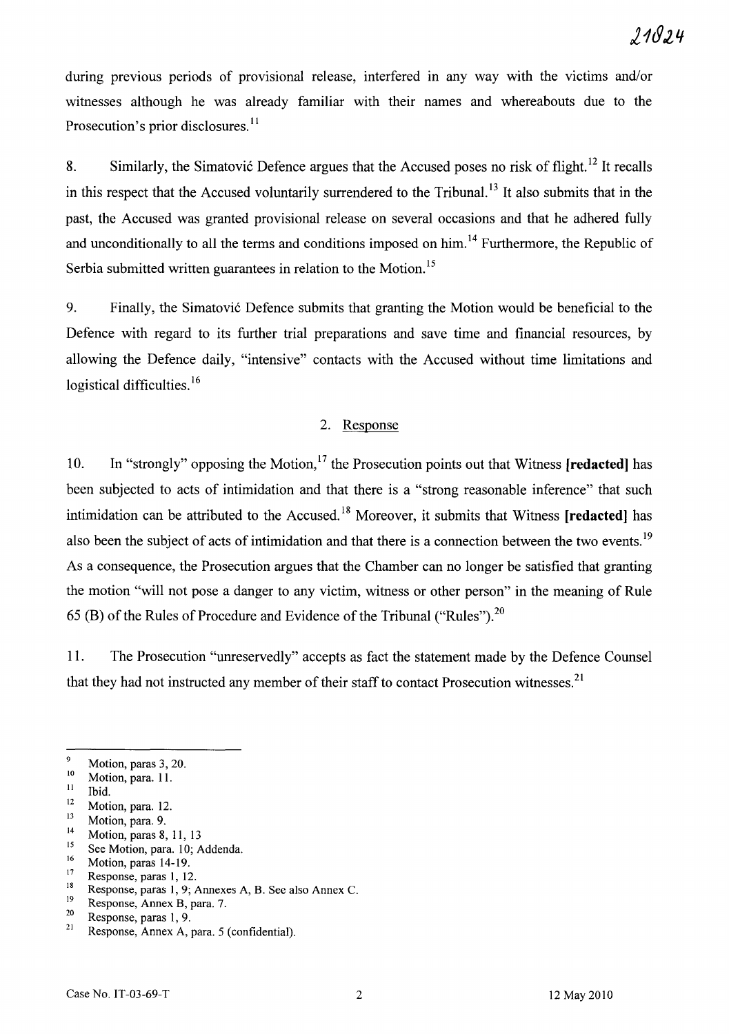during previous periods of provisional release, interfered in any way with the victims and/or witnesses although he was already familiar with their names and whereabouts due to the Prosecution's prior disclosures.[11]

8. Similarly, the Simatović Defence argues that the Accused poses no risk of flight.[12] It recalls in this respect that the Accused voluntarily surrendered to the Tribunal.[13] It also submits that in the past, the Accused was granted provisional release on several occasions and that he adhered fully and unconditionally to all the terms and conditions imposed on him.[14] Furthermore, the Republic of Serbia submitted written guarantees in relation to the Motion.[15]

9. Finally, the Simatović Defence submits that granting the Motion would be beneficial to the Defence with regard to its further trial preparations and save time and financial resources, by allowing the Defence daily, "intensive" contacts with the Accused without time limitations and logistical difficulties.[16]

## 2. Response

10. In "strongly" opposing the Motion,[17] the Prosecution points out that Witness **[redacted]** has been subjected to acts of intimidation and that there is a "strong reasonable inference" that such intimidation can be attributed to the Accused.[18] Moreover, it submits that Witness **[redacted]** has also been the subject of acts of intimidation and that there is a connection between the two events.[19] As a consequence, the Prosecution argues that the Chamber can no longer be satisfied that granting the motion "will not pose a danger to any victim, witness or other person" in the meaning of Rule 65 (B) of the Rules of Procedure and Evidence of the Tribunal ("Rules").[20]

11. The Prosecution "unreservedly" accepts as fact the statement made by the Defence Counsel that they had not instructed any member of their staff to contact Prosecution witnesses.[21]

---

[9] Motion, paras 3, 20.
[10] Motion, para. 11.
[11] Ibid.
[12] Motion, para. 12.
[13] Motion, para. 9.
[14] Motion, paras 8, 11, 13
[15] See Motion, para. 10; Addenda.
[16] Motion, paras 14-19.
[17] Response, paras 1, 12.
[18] Response, paras 1, 9; Annexes A, B. See also Annex C.
[19] Response, Annex B, para. 7.
[20] Response, paras 1, 9.
[21] Response, Annex A, para. 5 (confidential).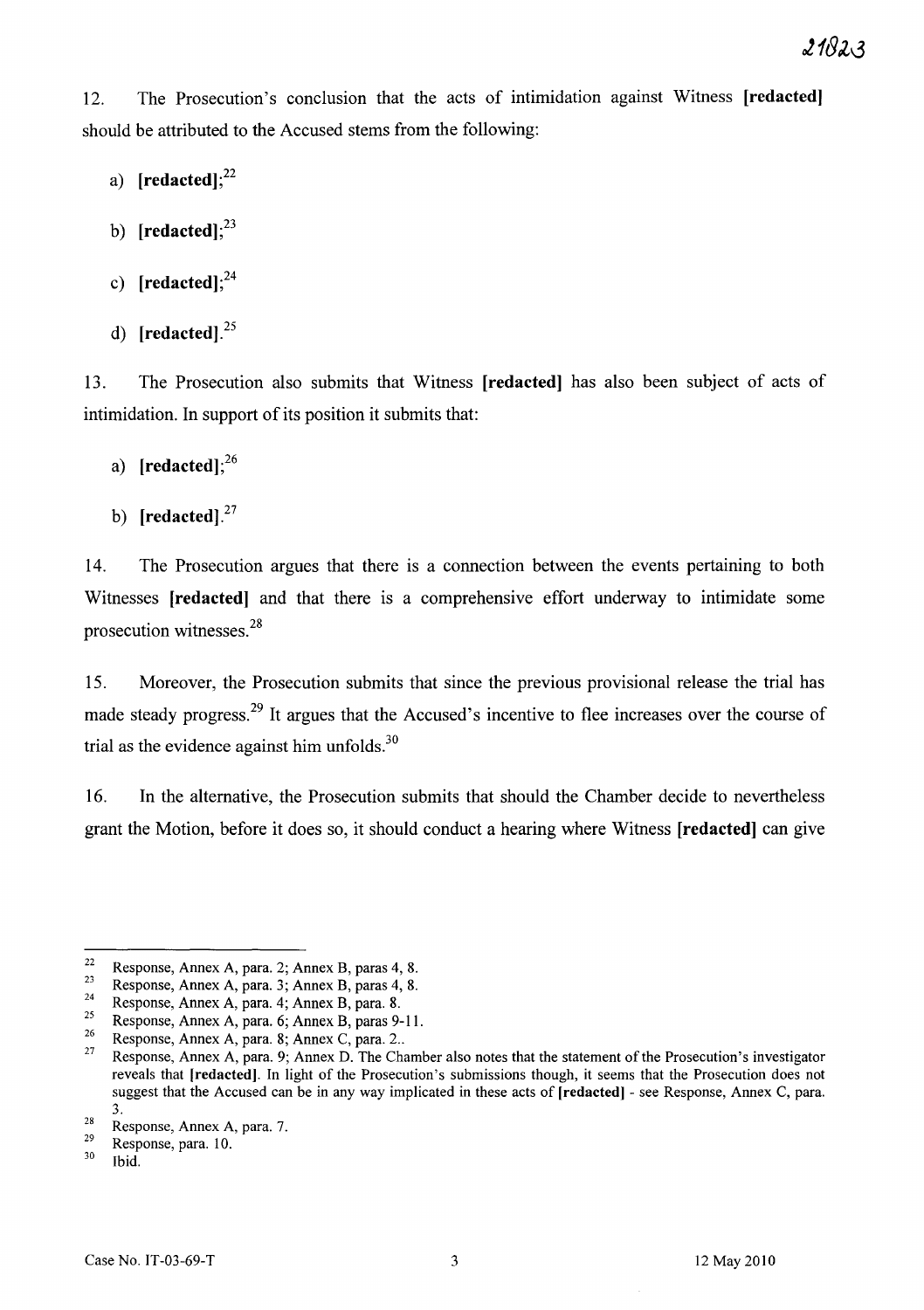12. The Prosecution's conclusion that the acts of intimidation against Witness **[redacted]** should be attributed to the Accused stems from the following:

a) **[redacted]**;[22]

b) **[redacted]**;[23]

c) **[redacted]**;[24]

d) **[redacted]**.[25]

13. The Prosecution also submits that Witness **[redacted]** has also been subject of acts of intimidation. In support of its position it submits that:

a) **[redacted]**;[26]

b) **[redacted]**.[27]

14. The Prosecution argues that there is a connection between the events pertaining to both Witnesses **[redacted]** and that there is a comprehensive effort underway to intimidate some prosecution witnesses.[28]

15. Moreover, the Prosecution submits that since the previous provisional release the trial has made steady progress.[29] It argues that the Accused's incentive to flee increases over the course of trial as the evidence against him unfolds.[30]

16. In the alternative, the Prosecution submits that should the Chamber decide to nevertheless grant the Motion, before it does so, it should conduct a hearing where Witness **[redacted]** can give

---

[22] Response, Annex A, para. 2; Annex B, paras 4, 8.

[23] Response, Annex A, para. 3; Annex B, paras 4, 8.

[24] Response, Annex A, para. 4; Annex B, para. 8.

[25] Response, Annex A, para. 6; Annex B, paras 9-11.

[26] Response, Annex A, para. 8; Annex C, para. 2..

[27] Response, Annex A, para. 9; Annex D. The Chamber also notes that the statement of the Prosecution's investigator reveals that **[redacted]**. In light of the Prosecution's submissions though, it seems that the Prosecution does not suggest that the Accused can be in any way implicated in these acts of **[redacted]** - see Response, Annex C, para. 3.

[28] Response, Annex A, para. 7.

[29] Response, para. 10.

[30] Ibid.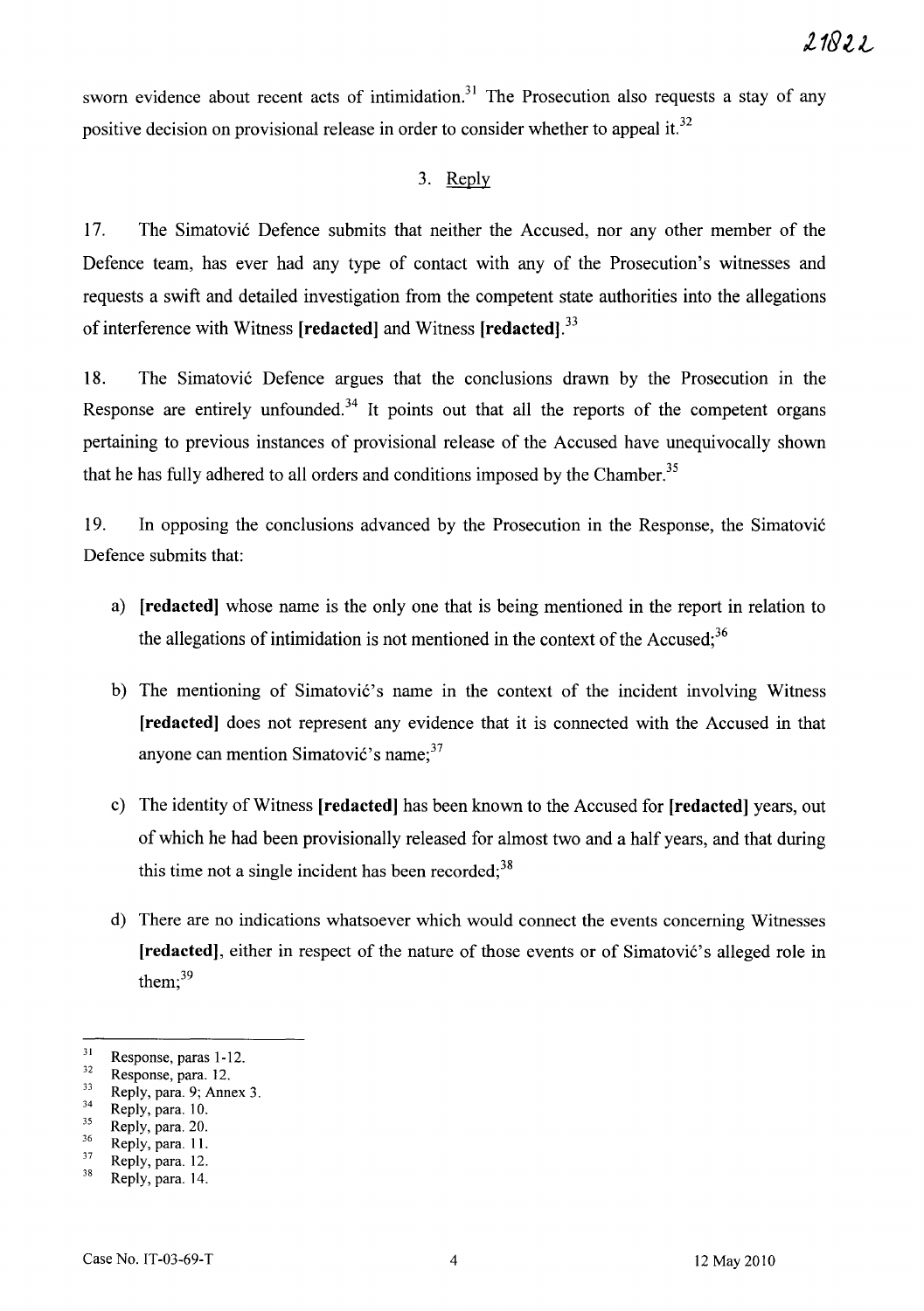sworn evidence about recent acts of intimidation.[31] The Prosecution also requests a stay of any positive decision on provisional release in order to consider whether to appeal it.[32]

### 3. Reply

17. The Simatović Defence submits that neither the Accused, nor any other member of the Defence team, has ever had any type of contact with any of the Prosecution's witnesses and requests a swift and detailed investigation from the competent state authorities into the allegations of interference with Witness **[redacted]** and Witness **[redacted]**.[33]

18. The Simatović Defence argues that the conclusions drawn by the Prosecution in the Response are entirely unfounded.[34] It points out that all the reports of the competent organs pertaining to previous instances of provisional release of the Accused have unequivocally shown that he has fully adhered to all orders and conditions imposed by the Chamber.[35]

19. In opposing the conclusions advanced by the Prosecution in the Response, the Simatović Defence submits that:

a) **[redacted]** whose name is the only one that is being mentioned in the report in relation to the allegations of intimidation is not mentioned in the context of the Accused;[36]

b) The mentioning of Simatović's name in the context of the incident involving Witness **[redacted]** does not represent any evidence that it is connected with the Accused in that anyone can mention Simatović's name;[37]

c) The identity of Witness **[redacted]** has been known to the Accused for **[redacted]** years, out of which he had been provisionally released for almost two and a half years, and that during this time not a single incident has been recorded;[38]

d) There are no indications whatsoever which would connect the events concerning Witnesses **[redacted]**, either in respect of the nature of those events or of Simatović's alleged role in them;[39]

---

[31] Response, paras 1-12.
[32] Response, para. 12.
[33] Reply, para. 9; Annex 3.
[34] Reply, para. 10.
[35] Reply, para. 20.
[36] Reply, para. 11.
[37] Reply, para. 12.
[38] Reply, para. 14.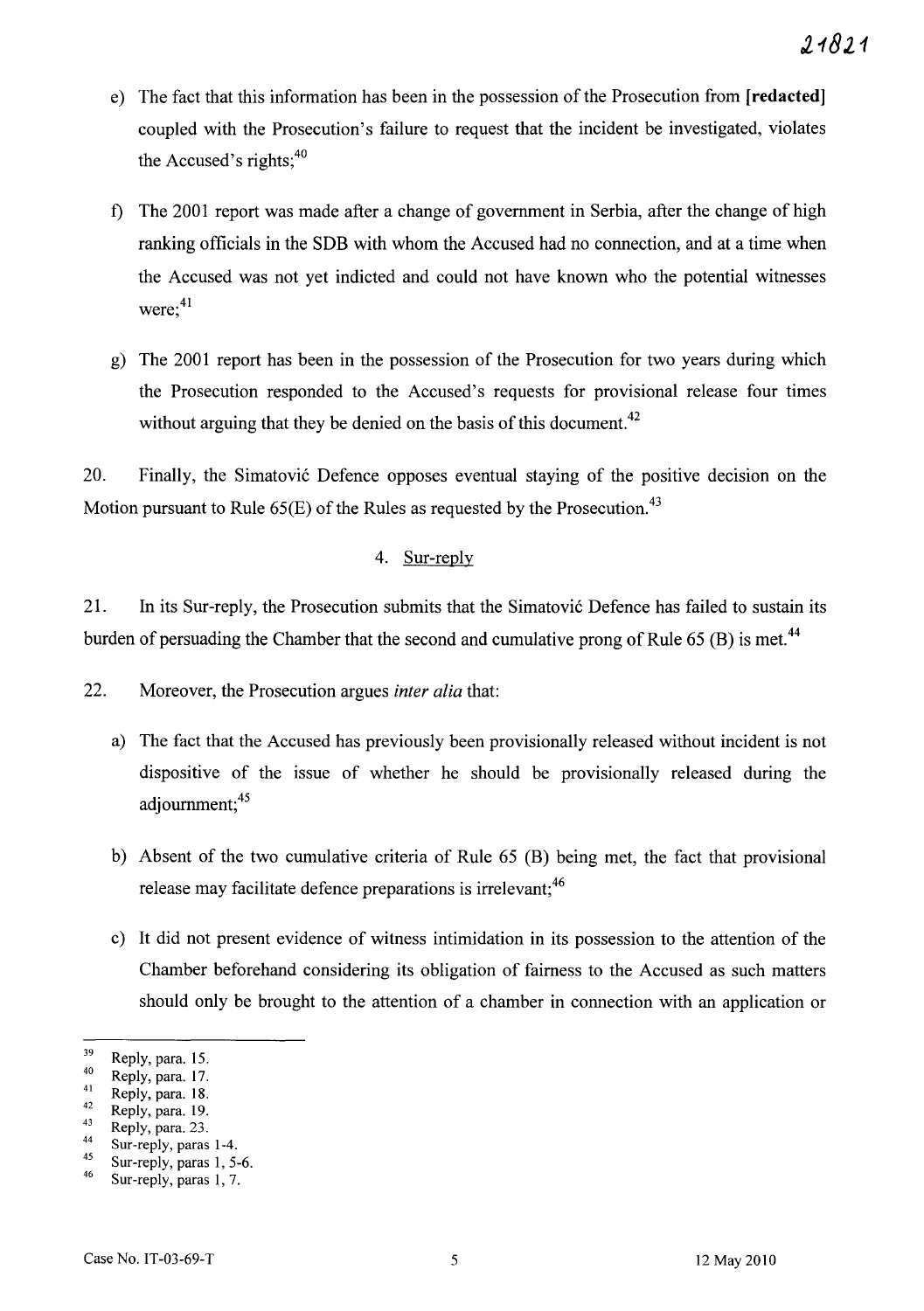e) The fact that this information has been in the possession of the Prosecution from **[redacted]** coupled with the Prosecution's failure to request that the incident be investigated, violates the Accused's rights;[40]

f) The 2001 report was made after a change of government in Serbia, after the change of high ranking officials in the SDB with whom the Accused had no connection, and at a time when the Accused was not yet indicted and could not have known who the potential witnesses were;[41]

g) The 2001 report has been in the possession of the Prosecution for two years during which the Prosecution responded to the Accused's requests for provisional release four times without arguing that they be denied on the basis of this document.[42]

20. Finally, the Simatović Defence opposes eventual staying of the positive decision on the Motion pursuant to Rule 65(E) of the Rules as requested by the Prosecution.[43]

4. Sur-reply

21. In its Sur-reply, the Prosecution submits that the Simatović Defence has failed to sustain its burden of persuading the Chamber that the second and cumulative prong of Rule 65 (B) is met.[44]

22. Moreover, the Prosecution argues *inter alia* that:

a) The fact that the Accused has previously been provisionally released without incident is not dispositive of the issue of whether he should be provisionally released during the adjournment;[45]

b) Absent of the two cumulative criteria of Rule 65 (B) being met, the fact that provisional release may facilitate defence preparations is irrelevant;[46]

c) It did not present evidence of witness intimidation in its possession to the attention of the Chamber beforehand considering its obligation of fairness to the Accused as such matters should only be brought to the attention of a chamber in connection with an application or

---

[39] Reply, para. 15.
[40] Reply, para. 17.
[41] Reply, para. 18.
[42] Reply, para. 19.
[43] Reply, para. 23.
[44] Sur-reply, paras 1-4.
[45] Sur-reply, paras 1, 5-6.
[46] Sur-reply, paras 1, 7.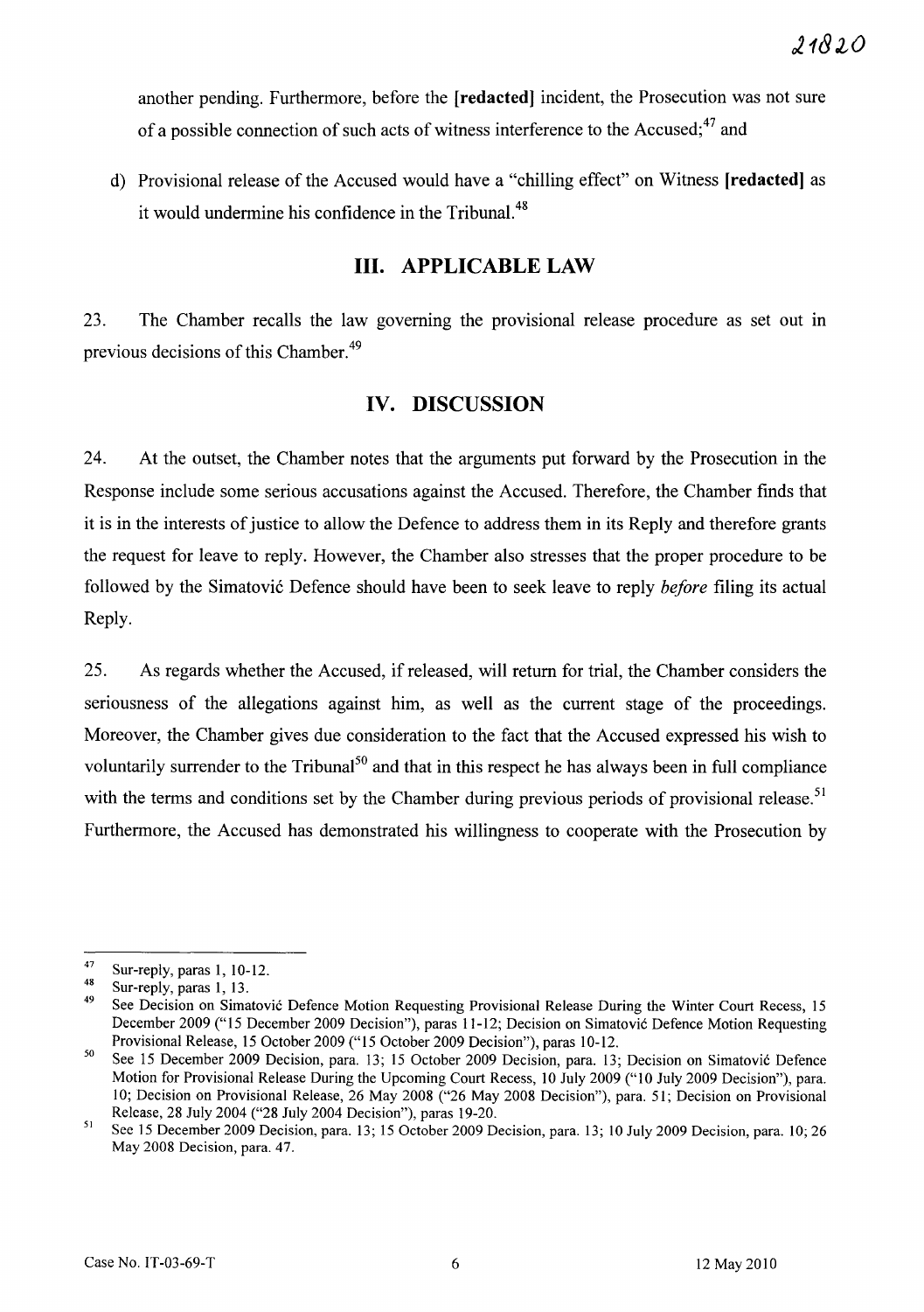another pending. Furthermore, before the **[redacted]** incident, the Prosecution was not sure of a possible connection of such acts of witness interference to the Accused;[47] and

d) Provisional release of the Accused would have a "chilling effect" on Witness **[redacted]** as it would undermine his confidence in the Tribunal.[48]

## III. APPLICABLE LAW

23. The Chamber recalls the law governing the provisional release procedure as set out in previous decisions of this Chamber.[49]

## IV. DISCUSSION

24. At the outset, the Chamber notes that the arguments put forward by the Prosecution in the Response include some serious accusations against the Accused. Therefore, the Chamber finds that it is in the interests of justice to allow the Defence to address them in its Reply and therefore grants the request for leave to reply. However, the Chamber also stresses that the proper procedure to be followed by the Simatović Defence should have been to seek leave to reply *before* filing its actual Reply.

25. As regards whether the Accused, if released, will return for trial, the Chamber considers the seriousness of the allegations against him, as well as the current stage of the proceedings. Moreover, the Chamber gives due consideration to the fact that the Accused expressed his wish to voluntarily surrender to the Tribunal[50] and that in this respect he has always been in full compliance with the terms and conditions set by the Chamber during previous periods of provisional release.[51] Furthermore, the Accused has demonstrated his willingness to cooperate with the Prosecution by

---

[47] Sur-reply, paras 1, 10-12.

[48] Sur-reply, paras 1, 13.

[49] See Decision on Simatović Defence Motion Requesting Provisional Release During the Winter Court Recess, 15 December 2009 ("15 December 2009 Decision"), paras 11-12; Decision on Simatović Defence Motion Requesting Provisional Release, 15 October 2009 ("15 October 2009 Decision"), paras 10-12.

[50] See 15 December 2009 Decision, para. 13; 15 October 2009 Decision, para. 13; Decision on Simatović Defence Motion for Provisional Release During the Upcoming Court Recess, 10 July 2009 ("10 July 2009 Decision"), para. 10; Decision on Provisional Release, 26 May 2008 ("26 May 2008 Decision"), para. 51; Decision on Provisional Release, 28 July 2004 ("28 July 2004 Decision"), paras 19-20.

[51] See 15 December 2009 Decision, para. 13; 15 October 2009 Decision, para. 13; 10 July 2009 Decision, para. 10; 26 May 2008 Decision, para. 47.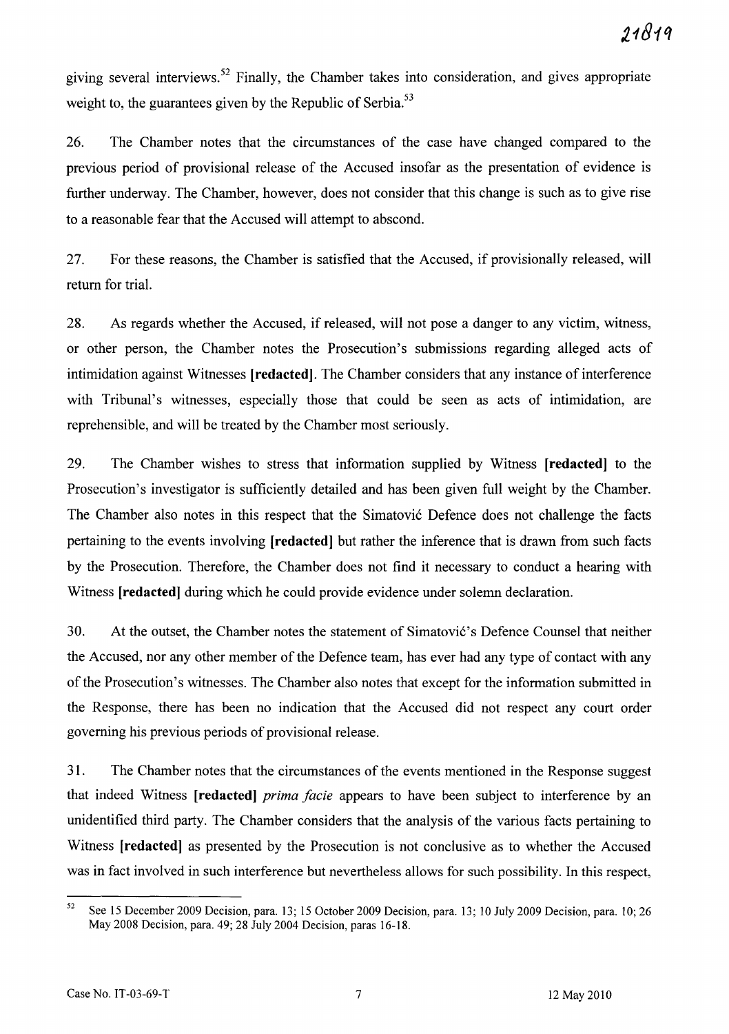giving several interviews.[52] Finally, the Chamber takes into consideration, and gives appropriate weight to, the guarantees given by the Republic of Serbia.[53]

26. The Chamber notes that the circumstances of the case have changed compared to the previous period of provisional release of the Accused insofar as the presentation of evidence is further underway. The Chamber, however, does not consider that this change is such as to give rise to a reasonable fear that the Accused will attempt to abscond.

27. For these reasons, the Chamber is satisfied that the Accused, if provisionally released, will return for trial.

28. As regards whether the Accused, if released, will not pose a danger to any victim, witness, or other person, the Chamber notes the Prosecution's submissions regarding alleged acts of intimidation against Witnesses **[redacted]**. The Chamber considers that any instance of interference with Tribunal's witnesses, especially those that could be seen as acts of intimidation, are reprehensible, and will be treated by the Chamber most seriously.

29. The Chamber wishes to stress that information supplied by Witness **[redacted]** to the Prosecution's investigator is sufficiently detailed and has been given full weight by the Chamber. The Chamber also notes in this respect that the Simatović Defence does not challenge the facts pertaining to the events involving **[redacted]** but rather the inference that is drawn from such facts by the Prosecution. Therefore, the Chamber does not find it necessary to conduct a hearing with Witness **[redacted]** during which he could provide evidence under solemn declaration.

30. At the outset, the Chamber notes the statement of Simatović's Defence Counsel that neither the Accused, nor any other member of the Defence team, has ever had any type of contact with any of the Prosecution's witnesses. The Chamber also notes that except for the information submitted in the Response, there has been no indication that the Accused did not respect any court order governing his previous periods of provisional release.

31. The Chamber notes that the circumstances of the events mentioned in the Response suggest that indeed Witness **[redacted]** *prima facie* appears to have been subject to interference by an unidentified third party. The Chamber considers that the analysis of the various facts pertaining to Witness **[redacted]** as presented by the Prosecution is not conclusive as to whether the Accused was in fact involved in such interference but nevertheless allows for such possibility. In this respect,

---

[52] See 15 December 2009 Decision, para. 13; 15 October 2009 Decision, para. 13; 10 July 2009 Decision, para. 10; 26 May 2008 Decision, para. 49; 28 July 2004 Decision, paras 16-18.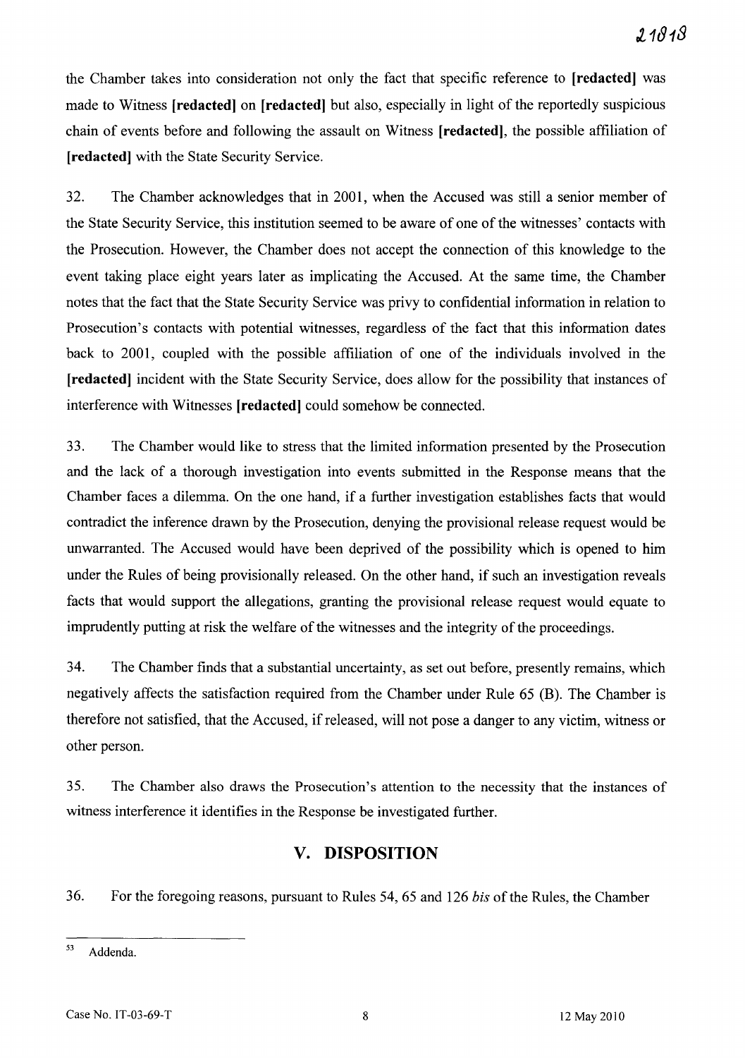the Chamber takes into consideration not only the fact that specific reference to **[redacted]** was made to Witness **[redacted]** on **[redacted]** but also, especially in light of the reportedly suspicious chain of events before and following the assault on Witness **[redacted]**, the possible affiliation of **[redacted]** with the State Security Service.

32. The Chamber acknowledges that in 2001, when the Accused was still a senior member of the State Security Service, this institution seemed to be aware of one of the witnesses' contacts with the Prosecution. However, the Chamber does not accept the connection of this knowledge to the event taking place eight years later as implicating the Accused. At the same time, the Chamber notes that the fact that the State Security Service was privy to confidential information in relation to Prosecution's contacts with potential witnesses, regardless of the fact that this information dates back to 2001, coupled with the possible affiliation of one of the individuals involved in the **[redacted]** incident with the State Security Service, does allow for the possibility that instances of interference with Witnesses **[redacted]** could somehow be connected.

33. The Chamber would like to stress that the limited information presented by the Prosecution and the lack of a thorough investigation into events submitted in the Response means that the Chamber faces a dilemma. On the one hand, if a further investigation establishes facts that would contradict the inference drawn by the Prosecution, denying the provisional release request would be unwarranted. The Accused would have been deprived of the possibility which is opened to him under the Rules of being provisionally released. On the other hand, if such an investigation reveals facts that would support the allegations, granting the provisional release request would equate to imprudently putting at risk the welfare of the witnesses and the integrity of the proceedings.

34. The Chamber finds that a substantial uncertainty, as set out before, presently remains, which negatively affects the satisfaction required from the Chamber under Rule 65 (B). The Chamber is therefore not satisfied, that the Accused, if released, will not pose a danger to any victim, witness or other person.

35. The Chamber also draws the Prosecution's attention to the necessity that the instances of witness interference it identifies in the Response be investigated further.

## V. DISPOSITION

36. For the foregoing reasons, pursuant to Rules 54, 65 and 126 *bis* of the Rules, the Chamber

---

[53] Addenda.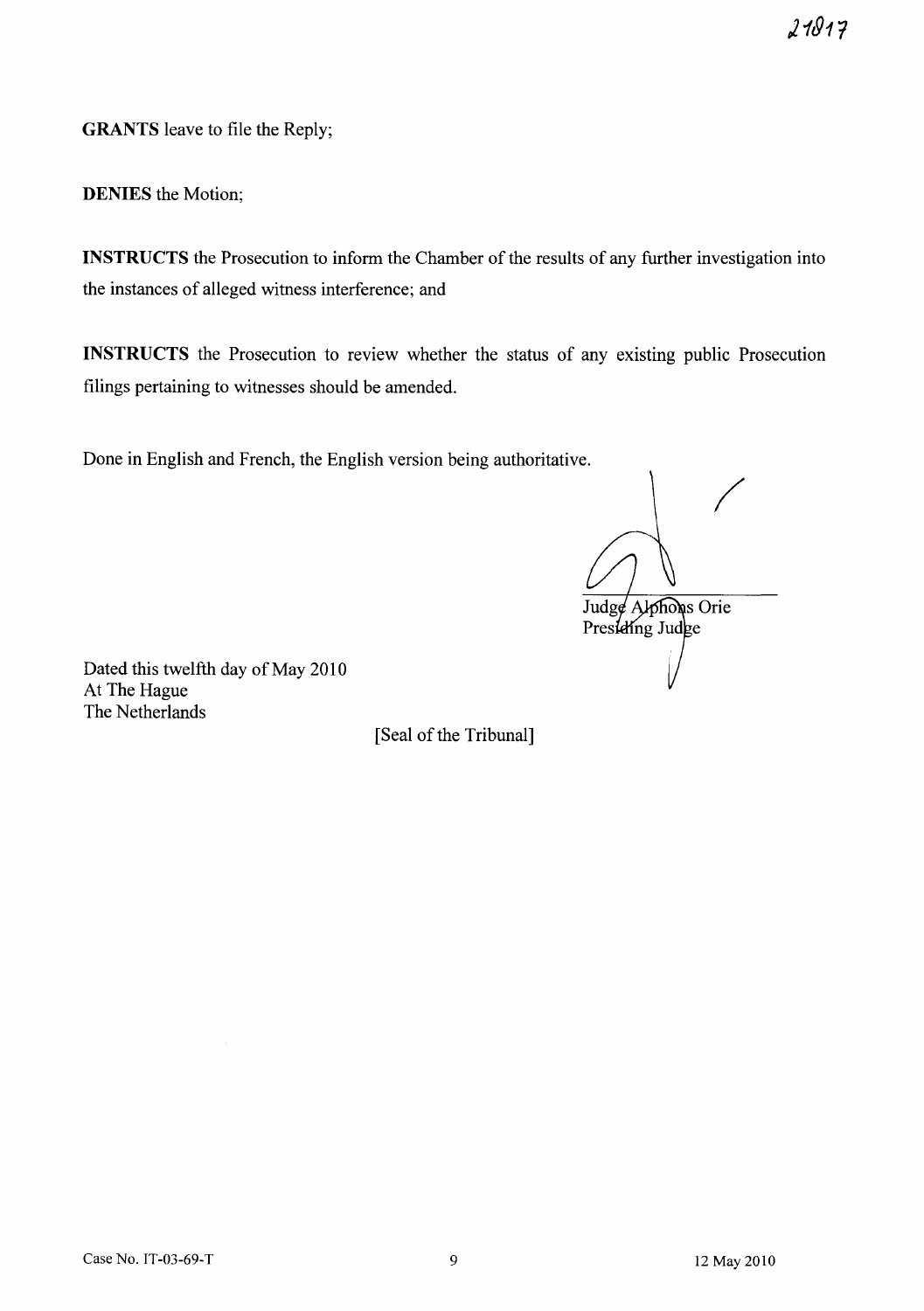**GRANTS** leave to file the Reply;

**DENIES** the Motion;

**INSTRUCTS** the Prosecution to inform the Chamber of the results of any further investigation into the instances of alleged witness interference; and

**INSTRUCTS** the Prosecution to review whether the status of any existing public Prosecution filings pertaining to witnesses should be amended.

Done in English and French, the English version being authoritative.

Judge Alphons Orie
Presiding Judge

Dated this twelfth day of May 2010
At The Hague
The Netherlands

[Seal of the Tribunal]